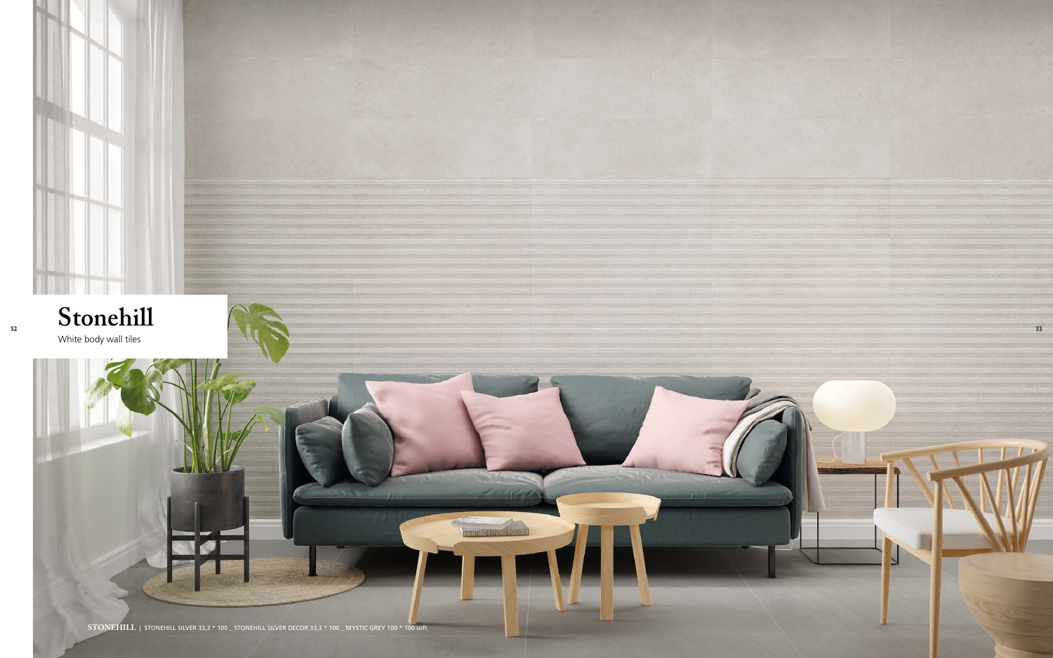# Stonehill

White body wall tiles

**STONEHILL** | STONEHILL SILVER 33,3 * 100 _ STONEHILL SILVER DECOR 33,3 * 100 _ MYSTIC GREY 100 * 100 soft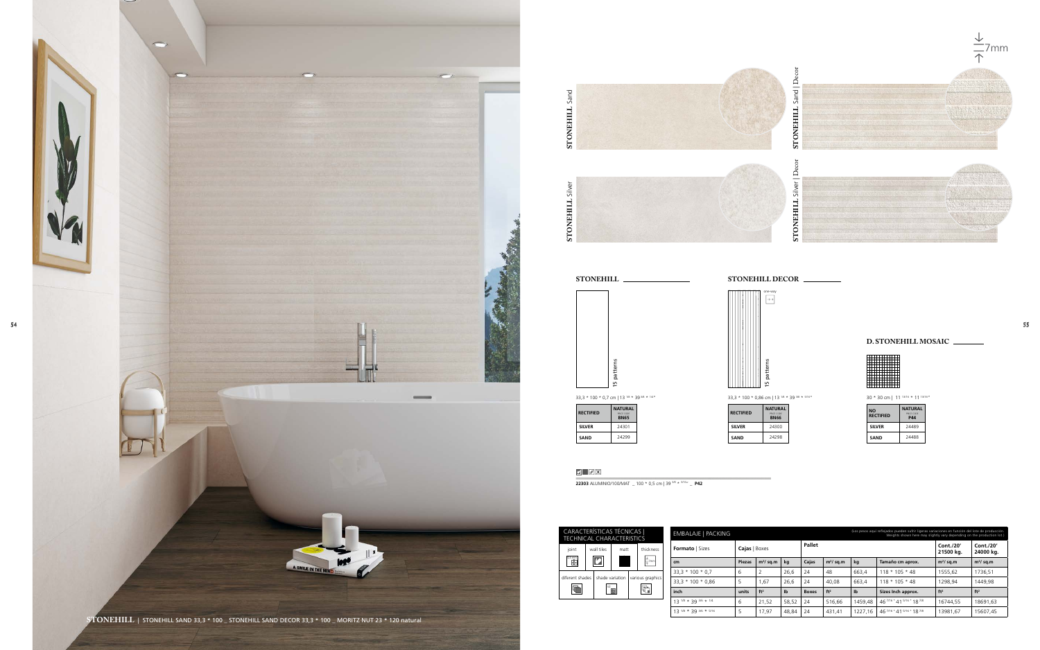STONEHILL Sand

STONEHILL Sand | Decor

STONEHILL Silver

STONEHILL Silver | Decor

7mm

## STONEHILL

15 patterns

33,3 * 100 * 0,7 cm | 13 1/8 * 39 3/8 * 1/4"

| RECTIFIED | NATURAL BN65 |
|---|---|
| SILVER | 24301 |
| SAND | 24299 |

## STONEHILL DECOR

one-way

15 patterns

33,3 * 100 * 0,86 cm | 13 1/8 * 39 3/8 * 5/16"

| RECTIFIED | NATURAL BN66 |
|---|---|
| SILVER | 24300 |
| SAND | 24298 |

## D. STONEHILL MOSAIC

30 * 30 cm | 11 13/16 * 11 13/16"

| NO RECTIFIED | NATURAL P44 |
|---|---|
| SILVER | 24489 |
| SAND | 24488 |

**22303** ALUMINIO/100/MAT _ 100 * 0,5 cm | 39 3/8 * 3/16" _ **P42**

| CARACTERÍSTICAS TÉCNICAS \| TECHNICAL CHARACTERISTICS | | | |
|---|---|---|---|
| joint | wall tiles | matt | thickness |
| diferent shades | shade variation | various graphics | |

EMBALAJE | PACKING

(Los pesos aquí reflejados pueden sufrir ligeras variaciones en función del lote de producción. Weights shown here may slightly vary depending on the production lot.)

| Formato \| Sizes | Cajas \| Boxes | | | Pallet | | | | Cont./20' 21500 kg. | Cont./20' 24000 kg. |
|---|---|---|---|---|---|---|---|---|---|
| cm | Piezas | m² sq.m | kg | Cajas | m² sq.m | kg | Tamaño cm aprox. | m² sq.m | m² sq.m |
| 33,3 * 100 * 0,7 | 6 | 2 | 26,6 | 24 | 48 | 663,4 | 118 * 105 * 48 | 1555,62 | 1736,51 |
| 33,3 * 100 * 0,86 | 5 | 1,67 | 26,6 | 24 | 40,08 | 663,4 | 118 * 105 * 48 | 1298,94 | 1449,98 |
| inch | units | ft² | lb | Boxes | ft² | lb | Sizes Inch approx. | ft² | ft² |
| 13 1/8 * 39 3/8 * 1/4 | 6 | 21,52 | 58,52 | 24 | 516,66 | 1459,48 | 46 7/16 * 41 5/16 * 18 7/8 | 16744,55 | 18691,63 |
| 13 1/8 * 39 3/8 * 5/16 | 5 | 17,97 | 48,84 | 24 | 431,41 | 1227,16 | 46 7/16 * 41 5/16 * 18 7/8 | 13981,67 | 15607,45 |

**STONEHILL** | STONEHILL SAND 33,3 * 100 _ STONEHILL SAND DECOR 33,3 * 100 _ MORITZ NUT 23 * 120 natural